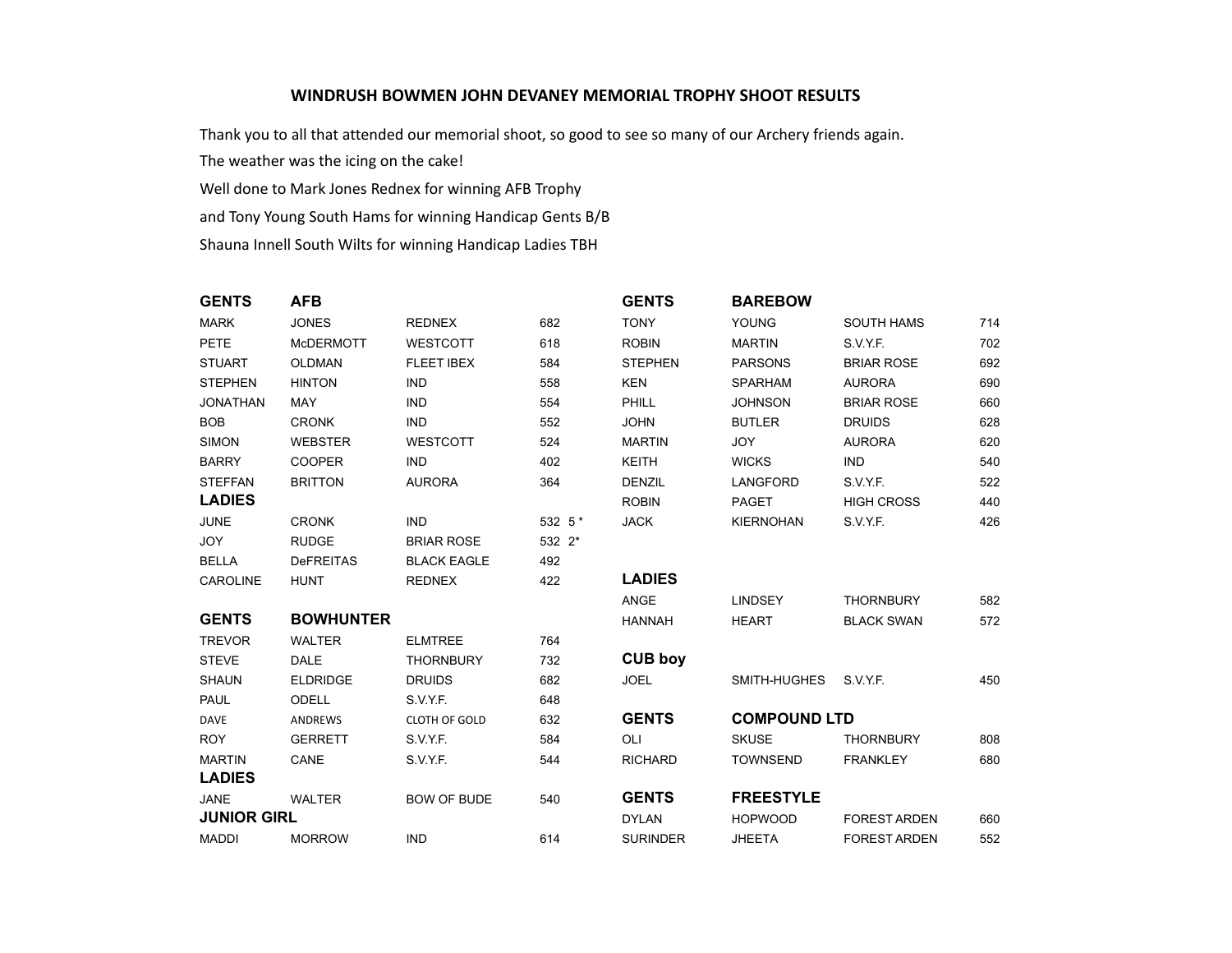# WINDRUSH BOWMEN JOHN DEVANEY MEMORIAL TROPHY SHOOT RESULTS

Thank you to all that attended our memorial shoot, so good to see so many of our Archery friends again.

The weather was the icing on the cake!

Well done to Mark Jones Rednex for winning AFB Trophy

and Tony Young South Hams for winning Handicap Gents B/B

Shauna Innell South Wilts for winning Handicap Ladies TBH

| GENTS | AFB | | |
|---|---|---|---|
| MARK | JONES | REDNEX | 682 |
| PETE | McDERMOTT | WESTCOTT | 618 |
| STUART | OLDMAN | FLEET IBEX | 584 |
| STEPHEN | HINTON | IND | 558 |
| JONATHAN | MAY | IND | 554 |
| BOB | CRONK | IND | 552 |
| SIMON | WEBSTER | WESTCOTT | 524 |
| BARRY | COOPER | IND | 402 |
| STEFFAN | BRITTON | AURORA | 364 |
| **LADIES** | | | |
| JUNE | CRONK | IND | 532 5 * |
| JOY | RUDGE | BRIAR ROSE | 532 2* |
| BELLA | DeFREITAS | BLACK EAGLE | 492 |
| CAROLINE | HUNT | REDNEX | 422 |

| GENTS | BOWHUNTER | | |
|---|---|---|---|
| TREVOR | WALTER | ELMTREE | 764 |
| STEVE | DALE | THORNBURY | 732 |
| SHAUN | ELDRIDGE | DRUIDS | 682 |
| PAUL | ODELL | S.V.Y.F. | 648 |
| DAVE | ANDREWS | CLOTH OF GOLD | 632 |
| ROY | GERRETT | S.V.Y.F. | 584 |
| MARTIN | CANE | S.V.Y.F. | 544 |
| **LADIES** | | | |
| JANE | WALTER | BOW OF BUDE | 540 |
| **JUNIOR GIRL** | | | |
| MADDI | MORROW | IND | 614 |

| GENTS | BAREBOW | | |
|---|---|---|---|
| TONY | YOUNG | SOUTH HAMS | 714 |
| ROBIN | MARTIN | S.V.Y.F. | 702 |
| STEPHEN | PARSONS | BRIAR ROSE | 692 |
| KEN | SPARHAM | AURORA | 690 |
| PHILL | JOHNSON | BRIAR ROSE | 660 |
| JOHN | BUTLER | DRUIDS | 628 |
| MARTIN | JOY | AURORA | 620 |
| KEITH | WICKS | IND | 540 |
| DENZIL | LANGFORD | S.V.Y.F. | 522 |
| ROBIN | PAGET | HIGH CROSS | 440 |
| JACK | KIERNOHAN | S.V.Y.F. | 426 |
| **LADIES** | | | |
| ANGE | LINDSEY | THORNBURY | 582 |
| HANNAH | HEART | BLACK SWAN | 572 |
| **CUB boy** | | | |
| JOEL | SMITH-HUGHES | S.V.Y.F. | 450 |

| GENTS | COMPOUND LTD | | |
|---|---|---|---|
| OLI | SKUSE | THORNBURY | 808 |
| RICHARD | TOWNSEND | FRANKLEY | 680 |

| GENTS | FREESTYLE | | |
|---|---|---|---|
| DYLAN | HOPWOOD | FOREST ARDEN | 660 |
| SURINDER | JHEETA | FOREST ARDEN | 552 |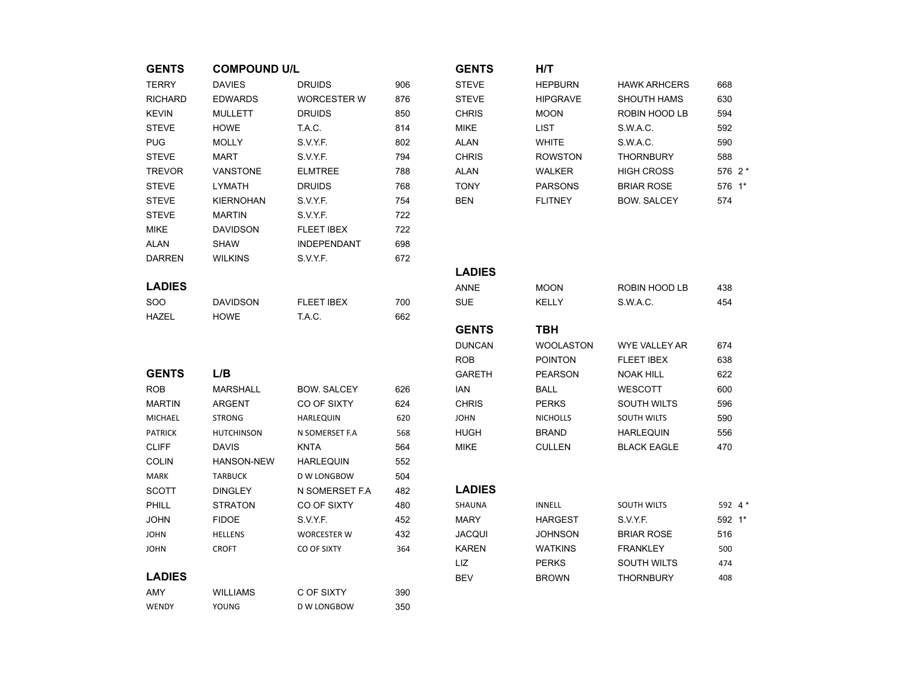## GENTS COMPOUND U/L

| | | | |
|---|---|---|---|
| TERRY | DAVIES | DRUIDS | 906 |
| RICHARD | EDWARDS | WORCESTER W | 876 |
| KEVIN | MULLETT | DRUIDS | 850 |
| STEVE | HOWE | T.A.C. | 814 |
| PUG | MOLLY | S.V.Y.F. | 802 |
| STEVE | MART | S.V.Y.F. | 794 |
| TREVOR | VANSTONE | ELMTREE | 788 |
| STEVE | LYMATH | DRUIDS | 768 |
| STEVE | KIERNOHAN | S.V.Y.F. | 754 |
| STEVE | MARTIN | S.V.Y.F. | 722 |
| MIKE | DAVIDSON | FLEET IBEX | 722 |
| ALAN | SHAW | INDEPENDANT | 698 |
| DARREN | WILKINS | S.V.Y.F. | 672 |

## LADIES

| | | | |
|---|---|---|---|
| SOO | DAVIDSON | FLEET IBEX | 700 |
| HAZEL | HOWE | T.A.C. | 662 |

## GENTS L/B

| | | | |
|---|---|---|---|
| ROB | MARSHALL | BOW. SALCEY | 626 |
| MARTIN | ARGENT | CO OF SIXTY | 624 |
| MICHAEL | STRONG | HARLEQUIN | 620 |
| PATRICK | HUTCHINSON | N SOMERSET F.A | 568 |
| CLIFF | DAVIS | KNTA | 564 |
| COLIN | HANSON-NEW | HARLEQUIN | 552 |
| MARK | TARBUCK | D W LONGBOW | 504 |
| SCOTT | DINGLEY | N SOMERSET F.A | 482 |
| PHILL | STRATON | CO OF SIXTY | 480 |
| JOHN | FIDOE | S.V.Y.F. | 452 |
| JOHN | HELLENS | WORCESTER W | 432 |
| JOHN | CROFT | CO OF SIXTY | 364 |

## LADIES

| | | | |
|---|---|---|---|
| AMY | WILLIAMS | C OF SIXTY | 390 |
| WENDY | YOUNG | D W LONGBOW | 350 |

## GENTS H/T

| | | | |
|---|---|---|---|
| STEVE | HEPBURN | HAWK ARHCERS | 668 |
| STEVE | HIPGRAVE | SHOUTH HAMS | 630 |
| CHRIS | MOON | ROBIN HOOD LB | 594 |
| MIKE | LIST | S.W.A.C. | 592 |
| ALAN | WHITE | S.W.A.C. | 590 |
| CHRIS | ROWSTON | THORNBURY | 588 |
| ALAN | WALKER | HIGH CROSS | 576 2 * |
| TONY | PARSONS | BRIAR ROSE | 576 1* |
| BEN | FLITNEY | BOW. SALCEY | 574 |

## LADIES

| | | | |
|---|---|---|---|
| ANNE | MOON | ROBIN HOOD LB | 438 |
| SUE | KELLY | S.W.A.C. | 454 |

## GENTS TBH

| | | | |
|---|---|---|---|
| DUNCAN | WOOLASTON | WYE VALLEY AR | 674 |
| ROB | POINTON | FLEET IBEX | 638 |
| GARETH | PEARSON | NOAK HILL | 622 |
| IAN | BALL | WESCOTT | 600 |
| CHRIS | PERKS | SOUTH WILTS | 596 |
| JOHN | NICHOLLS | SOUTH WILTS | 590 |
| HUGH | BRAND | HARLEQUIN | 556 |
| MIKE | CULLEN | BLACK EAGLE | 470 |

## LADIES

| | | | |
|---|---|---|---|
| SHAUNA | INNELL | SOUTH WILTS | 592 4 * |
| MARY | HARGEST | S.V.Y.F. | 592 1* |
| JACQUI | JOHNSON | BRIAR ROSE | 516 |
| KAREN | WATKINS | FRANKLEY | 500 |
| LIZ | PERKS | SOUTH WILTS | 474 |
| BEV | BROWN | THORNBURY | 408 |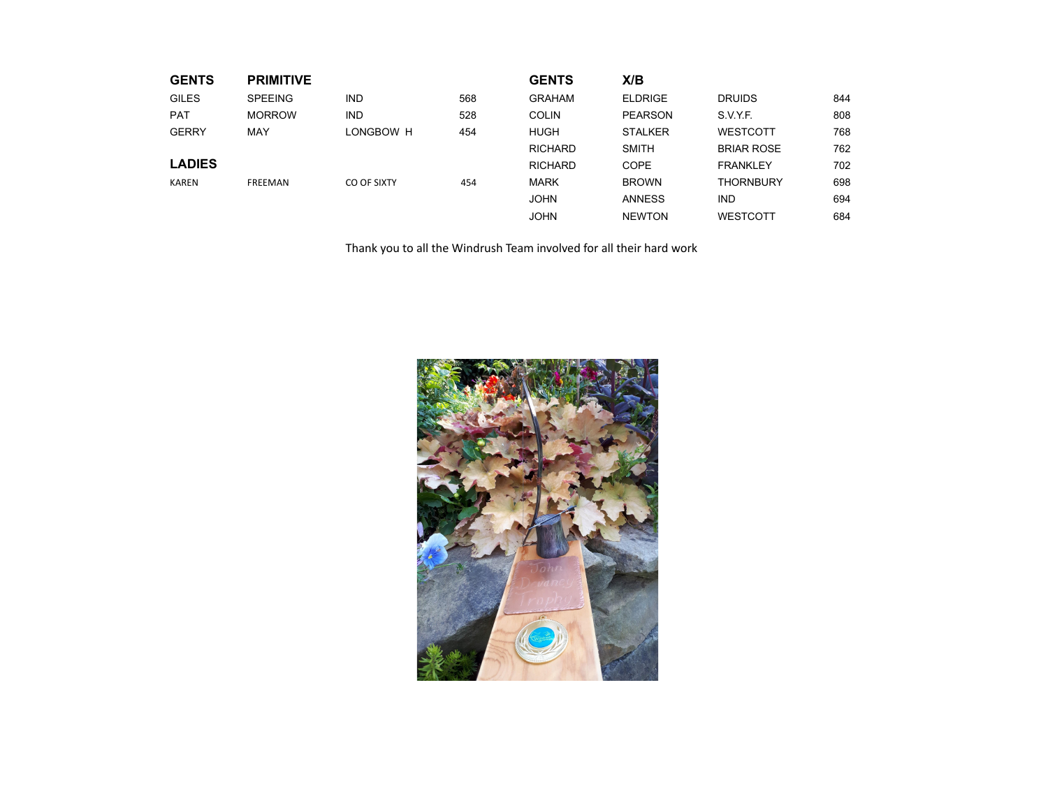| GENTS | PRIMITIVE | | |
|---|---|---|---|
| GILES | SPEEING | IND | 568 |
| PAT | MORROW | IND | 528 |
| GERRY | MAY | LONGBOW H | 454 |

| LADIES | | | |
|---|---|---|---|
| KAREN | FREEMAN | CO OF SIXTY | 454 |

| GENTS | X/B | | |
|---|---|---|---|
| GRAHAM | ELDRIGE | DRUIDS | 844 |
| COLIN | PEARSON | S.V.Y.F. | 808 |
| HUGH | STALKER | WESTCOTT | 768 |
| RICHARD | SMITH | BRIAR ROSE | 762 |
| RICHARD | COPE | FRANKLEY | 702 |
| MARK | BROWN | THORNBURY | 698 |
| JOHN | ANNESS | IND | 694 |
| JOHN | NEWTON | WESTCOTT | 684 |

Thank you to all the Windrush Team involved for all their hard work